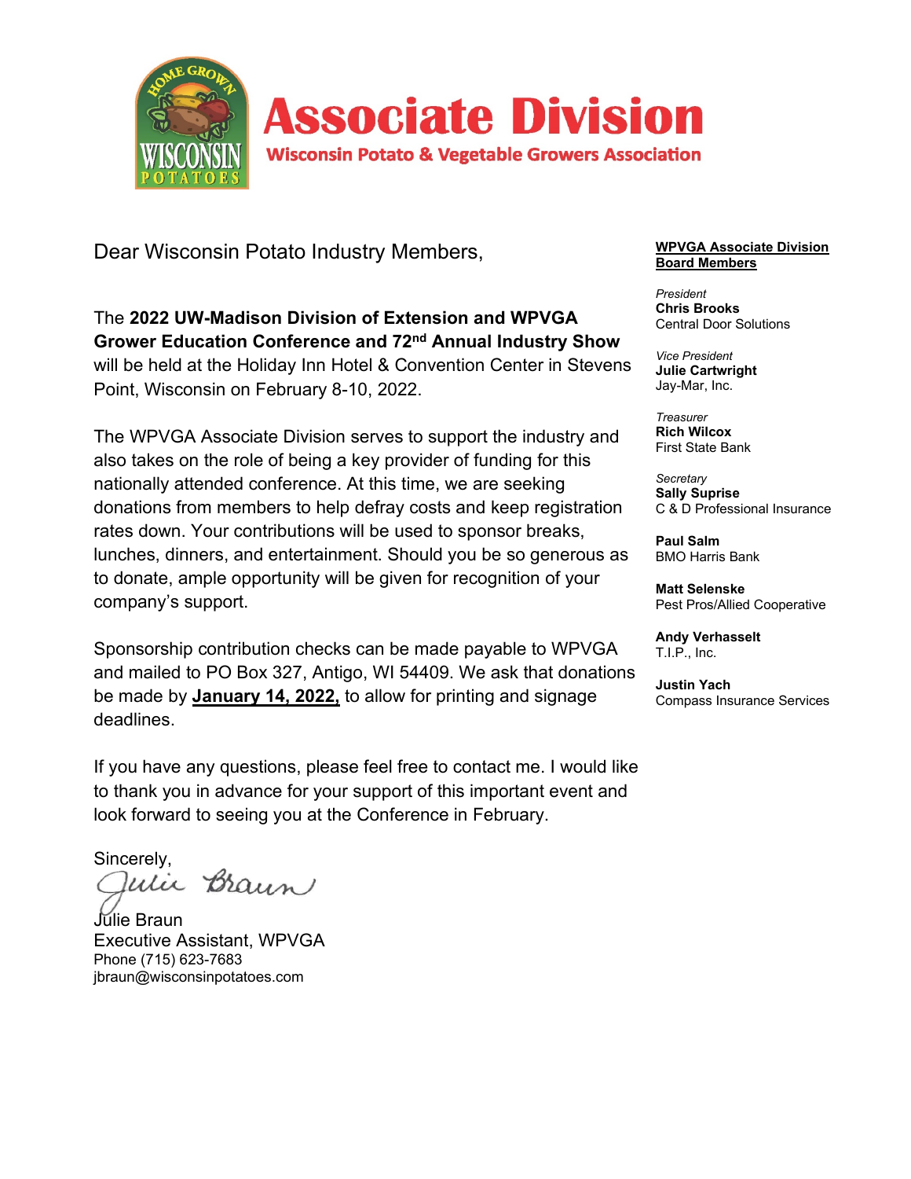# Associate Division

**Wisconsin Potato & Vegetable Growers Association**

Dear Wisconsin Potato Industry Members,

The **2022 UW-Madison Division of Extension and WPVGA Grower Education Conference and 72nd Annual Industry Show** will be held at the Holiday Inn Hotel & Convention Center in Stevens Point, Wisconsin on February 8-10, 2022.

The WPVGA Associate Division serves to support the industry and also takes on the role of being a key provider of funding for this nationally attended conference. At this time, we are seeking donations from members to help defray costs and keep registration rates down. Your contributions will be used to sponsor breaks, lunches, dinners, and entertainment. Should you be so generous as to donate, ample opportunity will be given for recognition of your company's support.

Sponsorship contribution checks can be made payable to WPVGA and mailed to PO Box 327, Antigo, WI 54409. We ask that donations be made by **January 14, 2022,** to allow for printing and signage deadlines.

If you have any questions, please feel free to contact me. I would like to thank you in advance for your support of this important event and look forward to seeing you at the Conference in February.

Sincerely,

Julie Braun
Executive Assistant, WPVGA
Phone (715) 623-7683
jbraun@wisconsinpotatoes.com

**WPVGA Associate Division Board Members**

*President*
**Chris Brooks**
Central Door Solutions

*Vice President*
**Julie Cartwright**
Jay-Mar, Inc.

*Treasurer*
**Rich Wilcox**
First State Bank

*Secretary*
**Sally Suprise**
C & D Professional Insurance

**Paul Salm**
BMO Harris Bank

**Matt Selenske**
Pest Pros/Allied Cooperative

**Andy Verhasselt**
T.I.P., Inc.

**Justin Yach**
Compass Insurance Services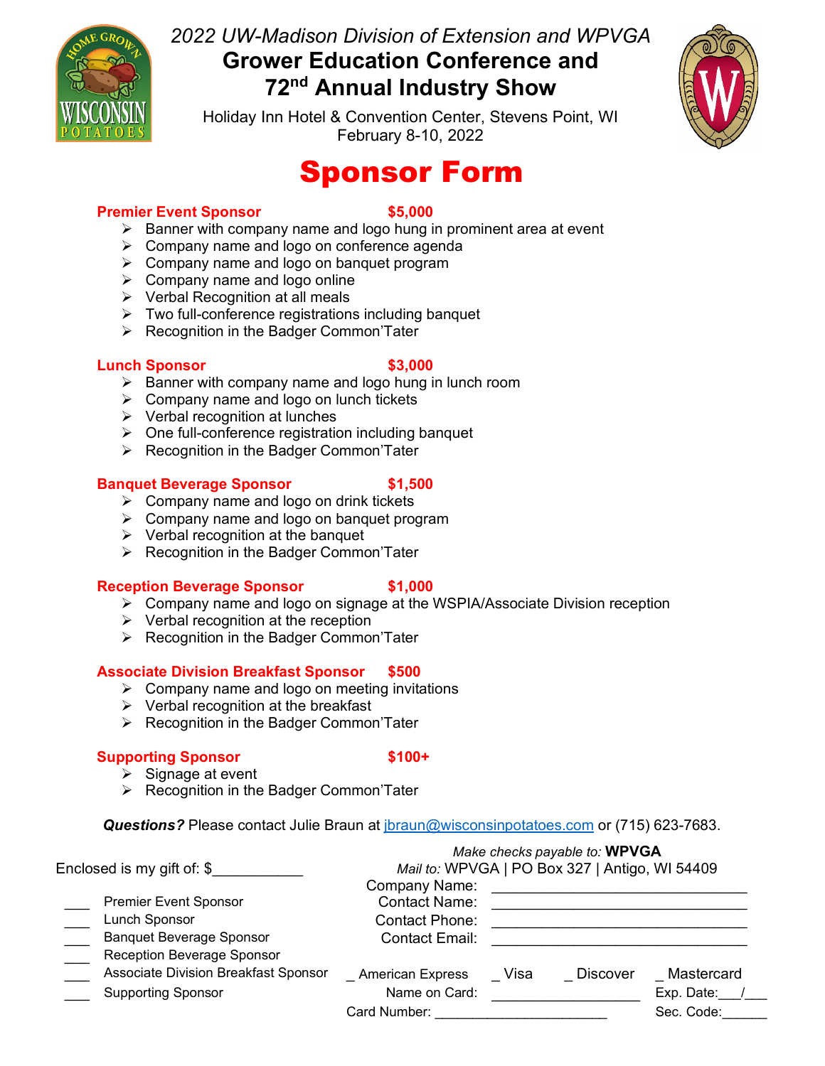2022 UW-Madison Division of Extension and WPVGA

# Grower Education Conference and 72nd Annual Industry Show

Holiday Inn Hotel & Convention Center, Stevens Point, WI
February 8-10, 2022

# Sponsor Form

**Premier Event Sponsor** **$5,000**

- Banner with company name and logo hung in prominent area at event
- Company name and logo on conference agenda
- Company name and logo on banquet program
- Company name and logo online
- Verbal Recognition at all meals
- Two full-conference registrations including banquet
- Recognition in the Badger Common'Tater

**Lunch Sponsor** **$3,000**

- Banner with company name and logo hung in lunch room
- Company name and logo on lunch tickets
- Verbal recognition at lunches
- One full-conference registration including banquet
- Recognition in the Badger Common'Tater

**Banquet Beverage Sponsor** **$1,500**

- Company name and logo on drink tickets
- Company name and logo on banquet program
- Verbal recognition at the banquet
- Recognition in the Badger Common'Tater

**Reception Beverage Sponsor** **$1,000**

- Company name and logo on signage at the WSPIA/Associate Division reception
- Verbal recognition at the reception
- Recognition in the Badger Common'Tater

**Associate Division Breakfast Sponsor** **$500**

- Company name and logo on meeting invitations
- Verbal recognition at the breakfast
- Recognition in the Badger Common'Tater

**Supporting Sponsor** **$100+**

- Signage at event
- Recognition in the Badger Common'Tater

***Questions?*** Please contact Julie Braun at jbraun@wisconsinpotatoes.com or (715) 623-7683.

Enclosed is my gift of: $___________

___ Premier Event Sponsor
___ Lunch Sponsor
___ Banquet Beverage Sponsor
___ Reception Beverage Sponsor
___ Associate Division Breakfast Sponsor
___ Supporting Sponsor

*Make checks payable to:* **WPVGA**
*Mail to:* WPVGA | PO Box 327 | Antigo, WI 54409

Company Name: ______________________________
Contact Name: ______________________________
Contact Phone: ______________________________
Contact Email: ______________________________

_ American Express _ Visa _ Discover _ Mastercard

Name on Card: ____________________ Exp. Date:___/___

Card Number: _______________________ Sec. Code:______